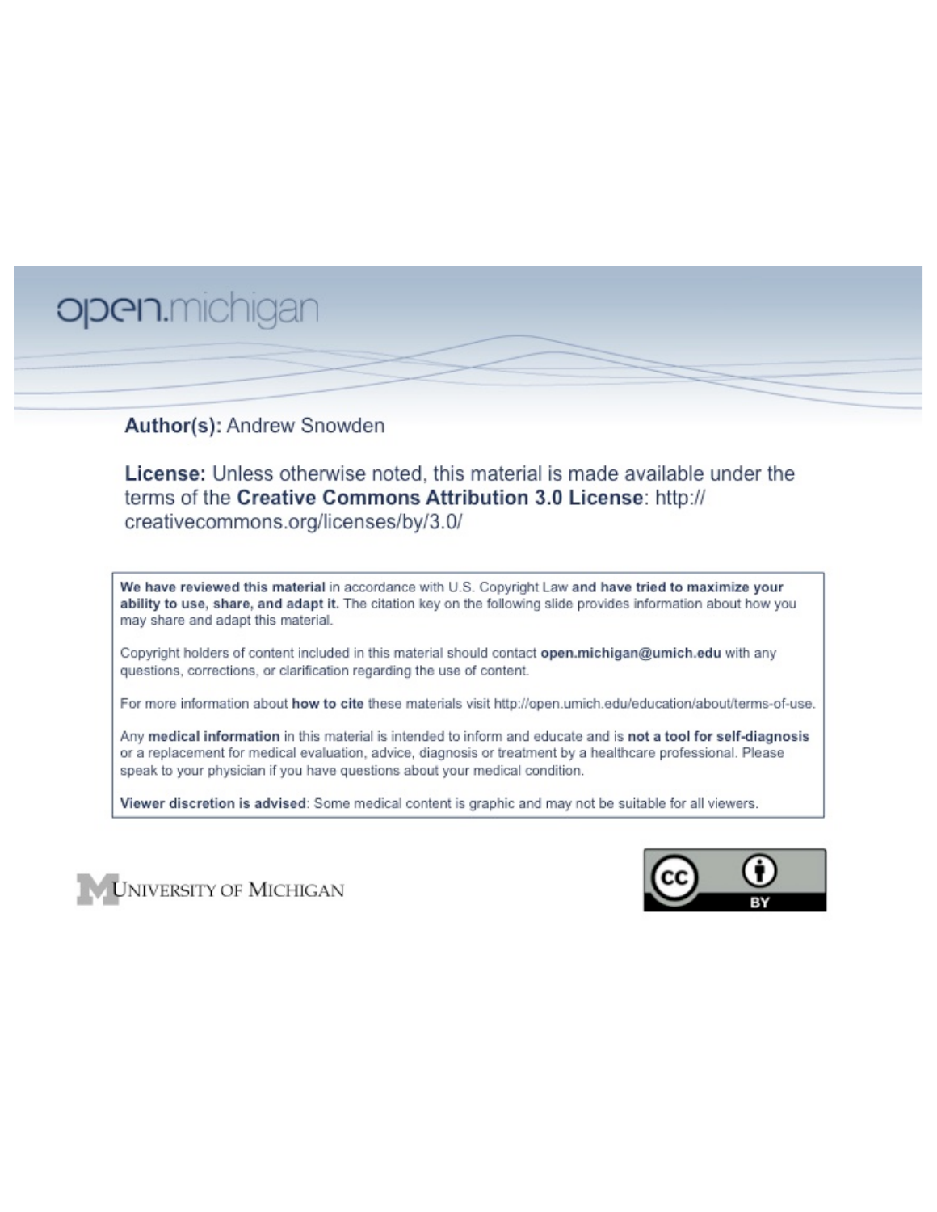open.michigan

**Author(s):** Andrew Snowden

**License:** Unless otherwise noted, this material is made available under the terms of the **Creative Commons Attribution 3.0 License**: http://creativecommons.org/licenses/by/3.0/

**We have reviewed this material** in accordance with U.S. Copyright Law **and have tried to maximize your ability to use, share, and adapt it.** The citation key on the following slide provides information about how you may share and adapt this material.

Copyright holders of content included in this material should contact **open.michigan@umich.edu** with any questions, corrections, or clarification regarding the use of content.

For more information about **how to cite** these materials visit http://open.umich.edu/education/about/terms-of-use.

Any **medical information** in this material is intended to inform and educate and is **not a tool for self-diagnosis** or a replacement for medical evaluation, advice, diagnosis or treatment by a healthcare professional. Please speak to your physician if you have questions about your medical condition.

**Viewer discretion is advised**: Some medical content is graphic and may not be suitable for all viewers.

UNIVERSITY OF MICHIGAN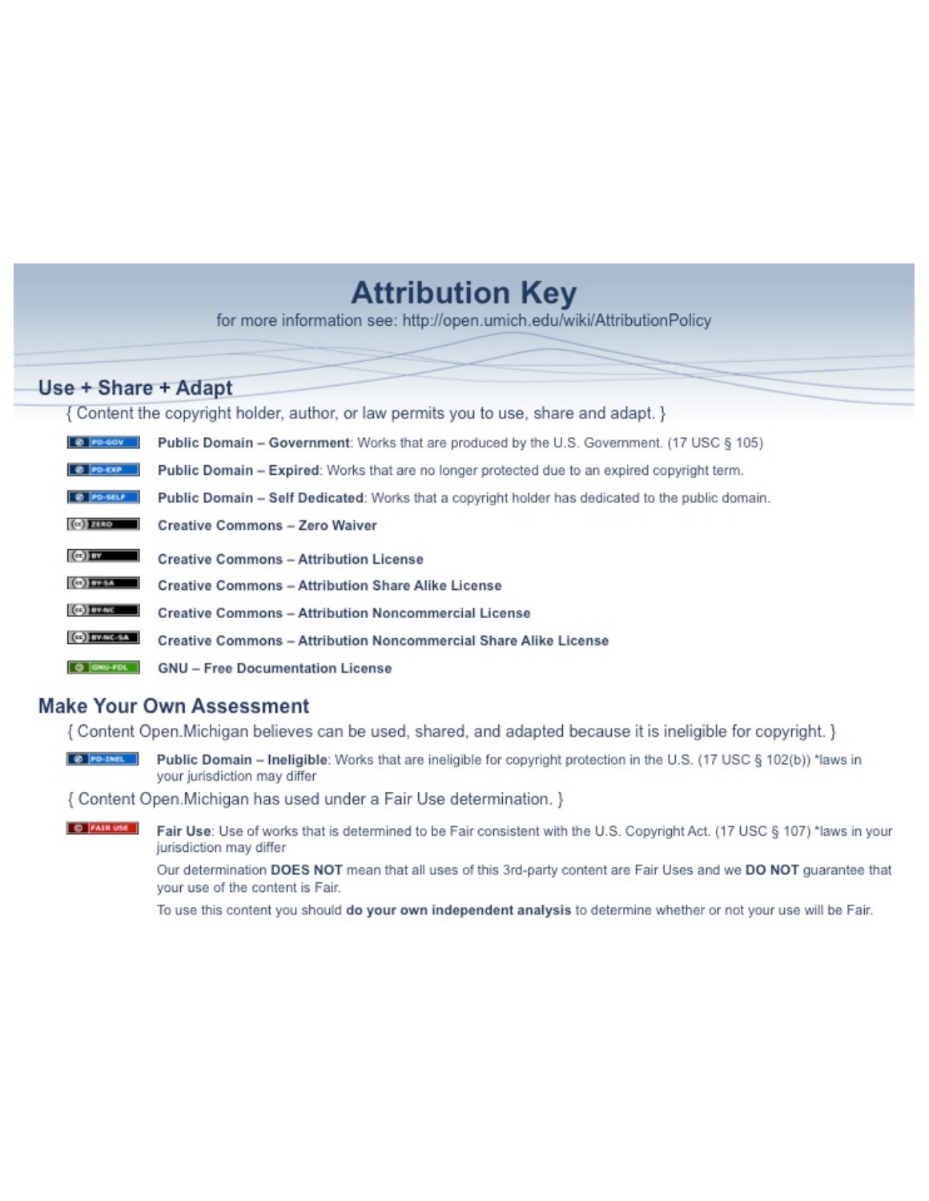# Attribution Key

for more information see: http://open.umich.edu/wiki/AttributionPolicy

## Use + Share + Adapt

{ Content the copyright holder, author, or law permits you to use, share and adapt. }

- PD-GOV — **Public Domain – Government**: Works that are produced by the U.S. Government. (17 USC § 105)
- PD-EXP — **Public Domain – Expired**: Works that are no longer protected due to an expired copyright term.
- PD-SELF — **Public Domain – Self Dedicated**: Works that a copyright holder has dedicated to the public domain.
- ZERO — **Creative Commons – Zero Waiver**
- BY — **Creative Commons – Attribution License**
- BY-SA — **Creative Commons – Attribution Share Alike License**
- BY-NC — **Creative Commons – Attribution Noncommercial License**
- BY-NC-SA — **Creative Commons – Attribution Noncommercial Share Alike License**
- GNU-FDL — **GNU – Free Documentation License**

## Make Your Own Assessment

{ Content Open.Michigan believes can be used, shared, and adapted because it is ineligible for copyright. }

- PD-INEL — **Public Domain – Ineligible**: Works that are ineligible for copyright protection in the U.S. (17 USC § 102(b)) *laws in your jurisdiction may differ

{ Content Open.Michigan has used under a Fair Use determination. }

- FAIR USE — **Fair Use**: Use of works that is determined to be Fair consistent with the U.S. Copyright Act. (17 USC § 107) *laws in your jurisdiction may differ

  Our determination **DOES NOT** mean that all uses of this 3rd-party content are Fair Uses and we **DO NOT** guarantee that your use of the content is Fair.

  To use this content you should **do your own independent analysis** to determine whether or not your use will be Fair.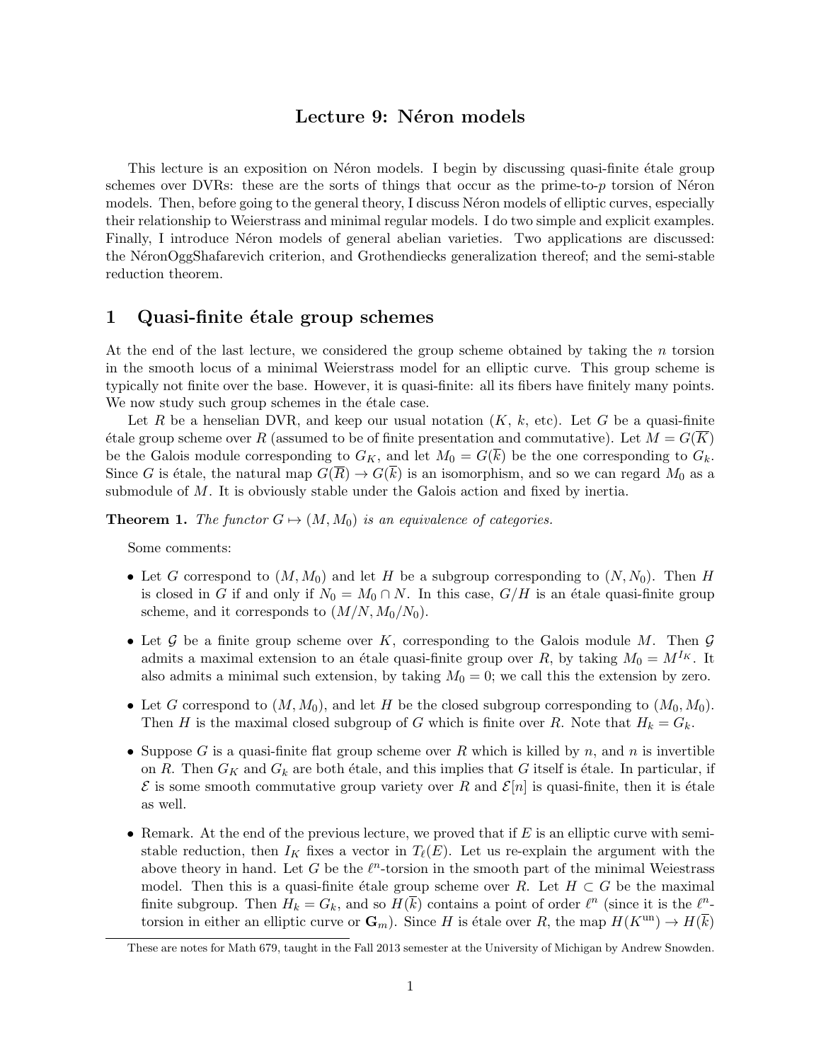# Lecture 9: Néron models

This lecture is an exposition on Néron models. I begin by discussing quasi-finite étale group schemes over DVRs: these are the sorts of things that occur as the prime-to-$p$ torsion of Néron models. Then, before going to the general theory, I discuss Néron models of elliptic curves, especially their relationship to Weierstrass and minimal regular models. I do two simple and explicit examples. Finally, I introduce Néron models of general abelian varieties. Two applications are discussed: the NéronOggShafarevich criterion, and Grothendiecks generalization thereof; and the semi-stable reduction theorem.

## 1 Quasi-finite étale group schemes

At the end of the last lecture, we considered the group scheme obtained by taking the $n$ torsion in the smooth locus of a minimal Weierstrass model for an elliptic curve. This group scheme is typically not finite over the base. However, it is quasi-finite: all its fibers have finitely many points. We now study such group schemes in the étale case.

Let $R$ be a henselian DVR, and keep our usual notation ($K$, $k$, etc). Let $G$ be a quasi-finite étale group scheme over $R$ (assumed to be of finite presentation and commutative). Let $M = G(\overline{K})$ be the Galois module corresponding to $G_K$, and let $M_0 = G(\overline{k})$ be the one corresponding to $G_k$. Since $G$ is étale, the natural map $G(\overline{R}) \to G(\overline{k})$ is an isomorphism, and so we can regard $M_0$ as a submodule of $M$. It is obviously stable under the Galois action and fixed by inertia.

**Theorem 1.** *The functor $G \mapsto (M, M_0)$ is an equivalence of categories.*

Some comments:

- Let $G$ correspond to $(M, M_0)$ and let $H$ be a subgroup corresponding to $(N, N_0)$. Then $H$ is closed in $G$ if and only if $N_0 = M_0 \cap N$. In this case, $G/H$ is an étale quasi-finite group scheme, and it corresponds to $(M/N, M_0/N_0)$.
- Let $\mathcal{G}$ be a finite group scheme over $K$, corresponding to the Galois module $M$. Then $\mathcal{G}$ admits a maximal extension to an étale quasi-finite group over $R$, by taking $M_0 = M^{I_K}$. It also admits a minimal such extension, by taking $M_0 = 0$; we call this the extension by zero.
- Let $G$ correspond to $(M, M_0)$, and let $H$ be the closed subgroup corresponding to $(M_0, M_0)$. Then $H$ is the maximal closed subgroup of $G$ which is finite over $R$. Note that $H_k = G_k$.
- Suppose $G$ is a quasi-finite flat group scheme over $R$ which is killed by $n$, and $n$ is invertible on $R$. Then $G_K$ and $G_k$ are both étale, and this implies that $G$ itself is étale. In particular, if $\mathcal{E}$ is some smooth commutative group variety over $R$ and $\mathcal{E}[n]$ is quasi-finite, then it is étale as well.
- Remark. At the end of the previous lecture, we proved that if $E$ is an elliptic curve with semi-stable reduction, then $I_K$ fixes a vector in $T_\ell(E)$. Let us re-explain the argument with the above theory in hand. Let $G$ be the $\ell^n$-torsion in the smooth part of the minimal Weiestrass model. Then this is a quasi-finite étale group scheme over $R$. Let $H \subset G$ be the maximal finite subgroup. Then $H_k = G_k$, and so $H(\overline{k})$ contains a point of order $\ell^n$ (since it is the $\ell^n$-torsion in either an elliptic curve or $\mathbf{G}_m$). Since $H$ is étale over $R$, the map $H(K^{\mathrm{un}}) \to H(\overline{k})$

These are notes for Math 679, taught in the Fall 2013 semester at the University of Michigan by Andrew Snowden.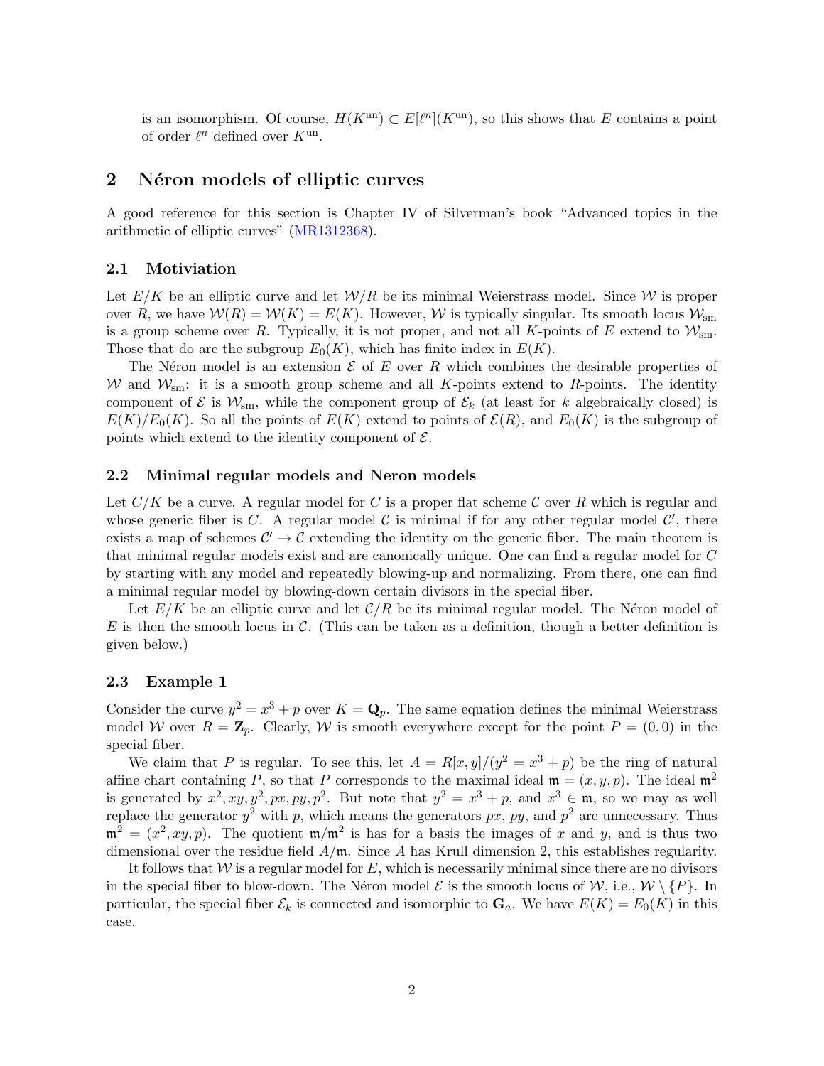is an isomorphism. Of course, $H(K^{\text{un}}) \subset E[\ell^n](K^{\text{un}})$, so this shows that $E$ contains a point of order $\ell^n$ defined over $K^{\text{un}}$.

## 2 Néron models of elliptic curves

A good reference for this section is Chapter IV of Silverman's book "Advanced topics in the arithmetic of elliptic curves" (MR1312368).

### 2.1 Motivation

Let $E/K$ be an elliptic curve and let $\mathcal{W}/R$ be its minimal Weierstrass model. Since $\mathcal{W}$ is proper over $R$, we have $\mathcal{W}(R) = \mathcal{W}(K) = E(K)$. However, $\mathcal{W}$ is typically singular. Its smooth locus $\mathcal{W}_{\text{sm}}$ is a group scheme over $R$. Typically, it is not proper, and not all $K$-points of $E$ extend to $\mathcal{W}_{\text{sm}}$. Those that do are the subgroup $E_0(K)$, which has finite index in $E(K)$.

The Néron model is an extension $\mathcal{E}$ of $E$ over $R$ which combines the desirable properties of $\mathcal{W}$ and $\mathcal{W}_{\text{sm}}$: it is a smooth group scheme and all $K$-points extend to $R$-points. The identity component of $\mathcal{E}$ is $\mathcal{W}_{\text{sm}}$, while the component group of $\mathcal{E}_k$ (at least for $k$ algebraically closed) is $E(K)/E_0(K)$. So all the points of $E(K)$ extend to points of $\mathcal{E}(R)$, and $E_0(K)$ is the subgroup of points which extend to the identity component of $\mathcal{E}$.

### 2.2 Minimal regular models and Neron models

Let $C/K$ be a curve. A regular model for $C$ is a proper flat scheme $\mathcal{C}$ over $R$ which is regular and whose generic fiber is $C$. A regular model $\mathcal{C}$ is minimal if for any other regular model $\mathcal{C}'$, there exists a map of schemes $\mathcal{C}' \to \mathcal{C}$ extending the identity on the generic fiber. The main theorem is that minimal regular models exist and are canonically unique. One can find a regular model for $C$ by starting with any model and repeatedly blowing-up and normalizing. From there, one can find a minimal regular model by blowing-down certain divisors in the special fiber.

Let $E/K$ be an elliptic curve and let $\mathcal{C}/R$ be its minimal regular model. The Néron model of $E$ is then the smooth locus in $\mathcal{C}$. (This can be taken as a definition, though a better definition is given below.)

### 2.3 Example 1

Consider the curve $y^2 = x^3 + p$ over $K = \mathbf{Q}_p$. The same equation defines the minimal Weierstrass model $\mathcal{W}$ over $R = \mathbf{Z}_p$. Clearly, $\mathcal{W}$ is smooth everywhere except for the point $P = (0, 0)$ in the special fiber.

We claim that $P$ is regular. To see this, let $A = R[x, y]/(y^2 = x^3 + p)$ be the ring of natural affine chart containing $P$, so that $P$ corresponds to the maximal ideal $\mathfrak{m} = (x, y, p)$. The ideal $\mathfrak{m}^2$ is generated by $x^2, xy, y^2, px, py, p^2$. But note that $y^2 = x^3 + p$, and $x^3 \in \mathfrak{m}$, so we may as well replace the generator $y^2$ with $p$, which means the generators $px$, $py$, and $p^2$ are unnecessary. Thus $\mathfrak{m}^2 = (x^2, xy, p)$. The quotient $\mathfrak{m}/\mathfrak{m}^2$ is has for a basis the images of $x$ and $y$, and is thus two dimensional over the residue field $A/\mathfrak{m}$. Since $A$ has Krull dimension 2, this establishes regularity.

It follows that $\mathcal{W}$ is a regular model for $E$, which is necessarily minimal since there are no divisors in the special fiber to blow-down. The Néron model $\mathcal{E}$ is the smooth locus of $\mathcal{W}$, i.e., $\mathcal{W} \setminus \{P\}$. In particular, the special fiber $\mathcal{E}_k$ is connected and isomorphic to $\mathbf{G}_a$. We have $E(K) = E_0(K)$ in this case.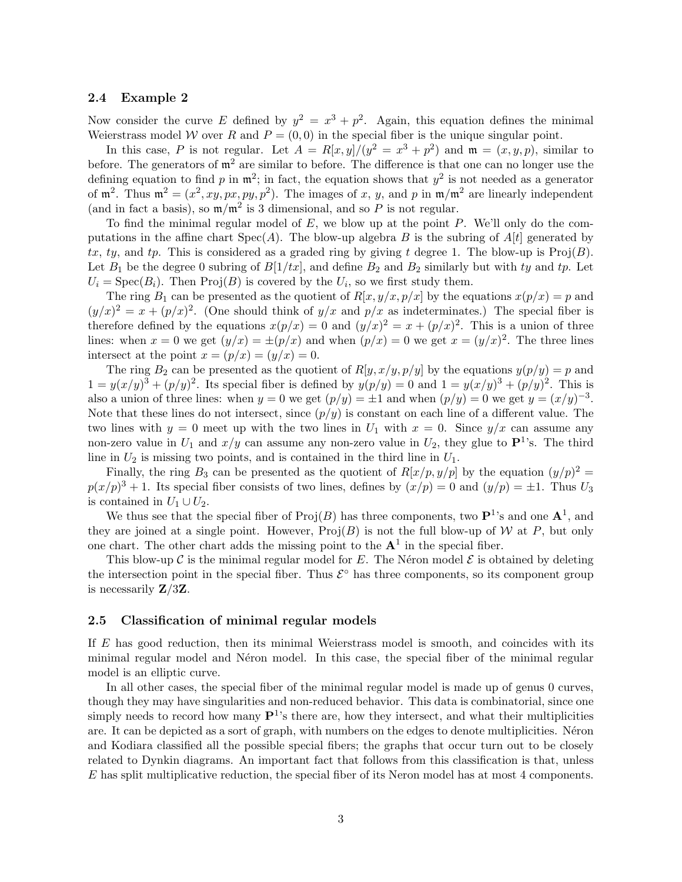### 2.4 Example 2

Now consider the curve $E$ defined by $y^2 = x^3 + p^2$. Again, this equation defines the minimal Weierstrass model $\mathcal{W}$ over $R$ and $P = (0, 0)$ in the special fiber is the unique singular point.

In this case, $P$ is not regular. Let $A = R[x, y]/(y^2 = x^3 + p^2)$ and $\mathfrak{m} = (x, y, p)$, similar to before. The generators of $\mathfrak{m}^2$ are similar to before. The difference is that one can no longer use the defining equation to find $p$ in $\mathfrak{m}^2$; in fact, the equation shows that $y^2$ is not needed as a generator of $\mathfrak{m}^2$. Thus $\mathfrak{m}^2 = (x^2, xy, px, py, p^2)$. The images of $x$, $y$, and $p$ in $\mathfrak{m}/\mathfrak{m}^2$ are linearly independent (and in fact a basis), so $\mathfrak{m}/\mathfrak{m}^2$ is 3 dimensional, and so $P$ is not regular.

To find the minimal regular model of $E$, we blow up at the point $P$. We'll only do the computations in the affine chart $\mathrm{Spec}(A)$. The blow-up algebra $B$ is the subring of $A[t]$ generated by $tx$, $ty$, and $tp$. This is considered as a graded ring by giving $t$ degree 1. The blow-up is $\mathrm{Proj}(B)$. Let $B_1$ be the degree 0 subring of $B[1/tx]$, and define $B_2$ and $B_2$ similarly but with $ty$ and $tp$. Let $U_i = \mathrm{Spec}(B_i)$. Then $\mathrm{Proj}(B)$ is covered by the $U_i$, so we first study them.

The ring $B_1$ can be presented as the quotient of $R[x, y/x, p/x]$ by the equations $x(p/x) = p$ and $(y/x)^2 = x + (p/x)^2$. (One should think of $y/x$ and $p/x$ as indeterminates.) The special fiber is therefore defined by the equations $x(p/x) = 0$ and $(y/x)^2 = x + (p/x)^2$. This is a union of three lines: when $x = 0$ we get $(y/x) = \pm(p/x)$ and when $(p/x) = 0$ we get $x = (y/x)^2$. The three lines intersect at the point $x = (p/x) = (y/x) = 0$.

The ring $B_2$ can be presented as the quotient of $R[y, x/y, p/y]$ by the equations $y(p/y) = p$ and $1 = y(x/y)^3 + (p/y)^2$. Its special fiber is defined by $y(p/y) = 0$ and $1 = y(x/y)^3 + (p/y)^2$. This is also a union of three lines: when $y = 0$ we get $(p/y) = \pm 1$ and when $(p/y) = 0$ we get $y = (x/y)^{-3}$. Note that these lines do not intersect, since $(p/y)$ is constant on each line of a different value. The two lines with $y = 0$ meet up with the two lines in $U_1$ with $x = 0$. Since $y/x$ can assume any non-zero value in $U_1$ and $x/y$ can assume any non-zero value in $U_2$, they glue to $\mathbf{P}^1$'s. The third line in $U_2$ is missing two points, and is contained in the third line in $U_1$.

Finally, the ring $B_3$ can be presented as the quotient of $R[x/p, y/p]$ by the equation $(y/p)^2 = p(x/p)^3 + 1$. Its special fiber consists of two lines, defines by $(x/p) = 0$ and $(y/p) = \pm 1$. Thus $U_3$ is contained in $U_1 \cup U_2$.

We thus see that the special fiber of $\mathrm{Proj}(B)$ has three components, two $\mathbf{P}^1$'s and one $\mathbf{A}^1$, and they are joined at a single point. However, $\mathrm{Proj}(B)$ is not the full blow-up of $\mathcal{W}$ at $P$, but only one chart. The other chart adds the missing point to the $\mathbf{A}^1$ in the special fiber.

This blow-up $\mathcal{C}$ is the minimal regular model for $E$. The Néron model $\mathcal{E}$ is obtained by deleting the intersection point in the special fiber. Thus $\mathcal{E}^\circ$ has three components, so its component group is necessarily $\mathbf{Z}/3\mathbf{Z}$.

### 2.5 Classification of minimal regular models

If $E$ has good reduction, then its minimal Weierstrass model is smooth, and coincides with its minimal regular model and Néron model. In this case, the special fiber of the minimal regular model is an elliptic curve.

In all other cases, the special fiber of the minimal regular model is made up of genus 0 curves, though they may have singularities and non-reduced behavior. This data is combinatorial, since one simply needs to record how many $\mathbf{P}^1$'s there are, how they intersect, and what their multiplicities are. It can be depicted as a sort of graph, with numbers on the edges to denote multiplicities. Néron and Kodiara classified all the possible special fibers; the graphs that occur turn out to be closely related to Dynkin diagrams. An important fact that follows from this classification is that, unless $E$ has split multiplicative reduction, the special fiber of its Neron model has at most 4 components.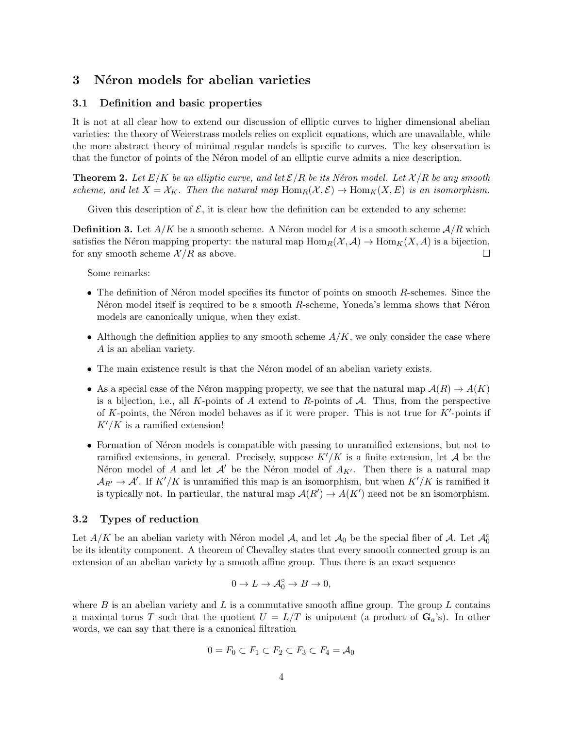## 3 Néron models for abelian varieties

### 3.1 Definition and basic properties

It is not at all clear how to extend our discussion of elliptic curves to higher dimensional abelian varieties: the theory of Weierstrass models relies on explicit equations, which are unavailable, while the more abstract theory of minimal regular models is specific to curves. The key observation is that the functor of points of the Néron model of an elliptic curve admits a nice description.

**Theorem 2.** *Let $E/K$ be an elliptic curve, and let $\mathcal{E}/R$ be its Néron model. Let $\mathcal{X}/R$ be any smooth scheme, and let $X = \mathcal{X}_K$. Then the natural map $\mathrm{Hom}_R(\mathcal{X}, \mathcal{E}) \to \mathrm{Hom}_K(X, E)$ is an isomorphism.*

Given this description of $\mathcal{E}$, it is clear how the definition can be extended to any scheme:

**Definition 3.** Let $A/K$ be a smooth scheme. A Néron model for $A$ is a smooth scheme $\mathcal{A}/R$ which satisfies the Néron mapping property: the natural map $\mathrm{Hom}_R(\mathcal{X}, \mathcal{A}) \to \mathrm{Hom}_K(X, A)$ is a bijection, for any smooth scheme $\mathcal{X}/R$ as above. □

Some remarks:

- The definition of Néron model specifies its functor of points on smooth $R$-schemes. Since the Néron model itself is required to be a smooth $R$-scheme, Yoneda's lemma shows that Néron models are canonically unique, when they exist.
- Although the definition applies to any smooth scheme $A/K$, we only consider the case where $A$ is an abelian variety.
- The main existence result is that the Néron model of an abelian variety exists.
- As a special case of the Néron mapping property, we see that the natural map $\mathcal{A}(R) \to A(K)$ is a bijection, i.e., all $K$-points of $A$ extend to $R$-points of $\mathcal{A}$. Thus, from the perspective of $K$-points, the Néron model behaves as if it were proper. This is not true for $K'$-points if $K'/K$ is a ramified extension!
- Formation of Néron models is compatible with passing to unramified extensions, but not to ramified extensions, in general. Precisely, suppose $K'/K$ is a finite extension, let $\mathcal{A}$ be the Néron model of $A$ and let $\mathcal{A}'$ be the Néron model of $A_{K'}$. Then there is a natural map $\mathcal{A}_{R'} \to \mathcal{A}'$. If $K'/K$ is unramified this map is an isomorphism, but when $K'/K$ is ramified it is typically not. In particular, the natural map $\mathcal{A}(R') \to A(K')$ need not be an isomorphism.

### 3.2 Types of reduction

Let $A/K$ be an abelian variety with Néron model $\mathcal{A}$, and let $\mathcal{A}_0$ be the special fiber of $\mathcal{A}$. Let $\mathcal{A}_0^\circ$ be its identity component. A theorem of Chevalley states that every smooth connected group is an extension of an abelian variety by a smooth affine group. Thus there is an exact sequence

$$0 \to L \to \mathcal{A}_0^\circ \to B \to 0,$$

where $B$ is an abelian variety and $L$ is a commutative smooth affine group. The group $L$ contains a maximal torus $T$ such that the quotient $U = L/T$ is unipotent (a product of $\mathbf{G}_a$'s). In other words, we can say that there is a canonical filtration

$$0 = F_0 \subset F_1 \subset F_2 \subset F_3 \subset F_4 = \mathcal{A}_0$$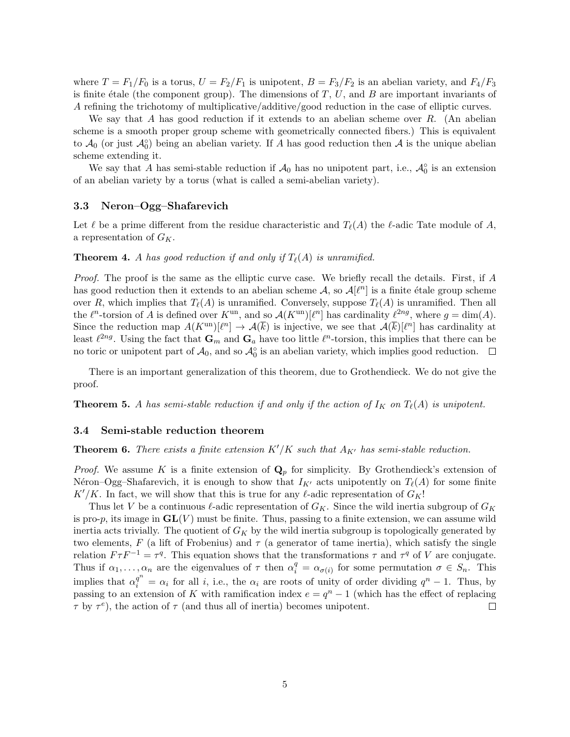where $T = F_1/F_0$ is a torus, $U = F_2/F_1$ is unipotent, $B = F_3/F_2$ is an abelian variety, and $F_4/F_3$ is finite étale (the component group). The dimensions of $T$, $U$, and $B$ are important invariants of $A$ refining the trichotomy of multiplicative/additive/good reduction in the case of elliptic curves.

We say that $A$ has good reduction if it extends to an abelian scheme over $R$. (An abelian scheme is a smooth proper group scheme with geometrically connected fibers.) This is equivalent to $\mathcal{A}_0$ (or just $\mathcal{A}_0^\circ$) being an abelian variety. If $A$ has good reduction then $\mathcal{A}$ is the unique abelian scheme extending it.

We say that $A$ has semi-stable reduction if $\mathcal{A}_0$ has no unipotent part, i.e., $\mathcal{A}_0^\circ$ is an extension of an abelian variety by a torus (what is called a semi-abelian variety).

### 3.3 Neron–Ogg–Shafarevich

Let $\ell$ be a prime different from the residue characteristic and $T_\ell(A)$ the $\ell$-adic Tate module of $A$, a representation of $G_K$.

**Theorem 4.** *$A$ has good reduction if and only if $T_\ell(A)$ is unramified.*

*Proof.* The proof is the same as the elliptic curve case. We briefly recall the details. First, if $A$ has good reduction then it extends to an abelian scheme $\mathcal{A}$, so $\mathcal{A}[\ell^n]$ is a finite étale group scheme over $R$, which implies that $T_\ell(A)$ is unramified. Conversely, suppose $T_\ell(A)$ is unramified. Then all the $\ell^n$-torsion of $A$ is defined over $K^{\mathrm{un}}$, and so $\mathcal{A}(K^{\mathrm{un}})[\ell^n]$ has cardinality $\ell^{2ng}$, where $g = \dim(A)$. Since the reduction map $A(K^{\mathrm{un}})[\ell^n] \to \mathcal{A}(\overline{k})$ is injective, we see that $\mathcal{A}(\overline{k})[\ell^n]$ has cardinality at least $\ell^{2ng}$. Using the fact that $\mathbf{G}_m$ and $\mathbf{G}_a$ have too little $\ell^n$-torsion, this implies that there can be no toric or unipotent part of $\mathcal{A}_0$, and so $\mathcal{A}_0^\circ$ is an abelian variety, which implies good reduction. $\square$

There is an important generalization of this theorem, due to Grothendieck. We do not give the proof.

**Theorem 5.** *$A$ has semi-stable reduction if and only if the action of $I_K$ on $T_\ell(A)$ is unipotent.*

### 3.4 Semi-stable reduction theorem

**Theorem 6.** *There exists a finite extension $K'/K$ such that $A_{K'}$ has semi-stable reduction.*

*Proof.* We assume $K$ is a finite extension of $\mathbf{Q}_p$ for simplicity. By Grothendieck's extension of Néron–Ogg–Shafarevich, it is enough to show that $I_{K'}$ acts unipotently on $T_\ell(A)$ for some finite $K'/K$. In fact, we will show that this is true for any $\ell$-adic representation of $G_K$!

Thus let $V$ be a continuous $\ell$-adic representation of $G_K$. Since the wild inertia subgroup of $G_K$ is pro-$p$, its image in $\mathbf{GL}(V)$ must be finite. Thus, passing to a finite extension, we can assume wild inertia acts trivially. The quotient of $G_K$ by the wild inertia subgroup is topologically generated by two elements, $F$ (a lift of Frobenius) and $\tau$ (a generator of tame inertia), which satisfy the single relation $F\tau F^{-1} = \tau^q$. This equation shows that the transformations $\tau$ and $\tau^q$ of $V$ are conjugate. Thus if $\alpha_1, \ldots, \alpha_n$ are the eigenvalues of $\tau$ then $\alpha_i^q = \alpha_{\sigma(i)}$ for some permutation $\sigma \in S_n$. This implies that $\alpha_i^{q^n} = \alpha_i$ for all $i$, i.e., the $\alpha_i$ are roots of unity of order dividing $q^n - 1$. Thus, by passing to an extension of $K$ with ramification index $e = q^n - 1$ (which has the effect of replacing $\tau$ by $\tau^e$), the action of $\tau$ (and thus all of inertia) becomes unipotent. $\square$